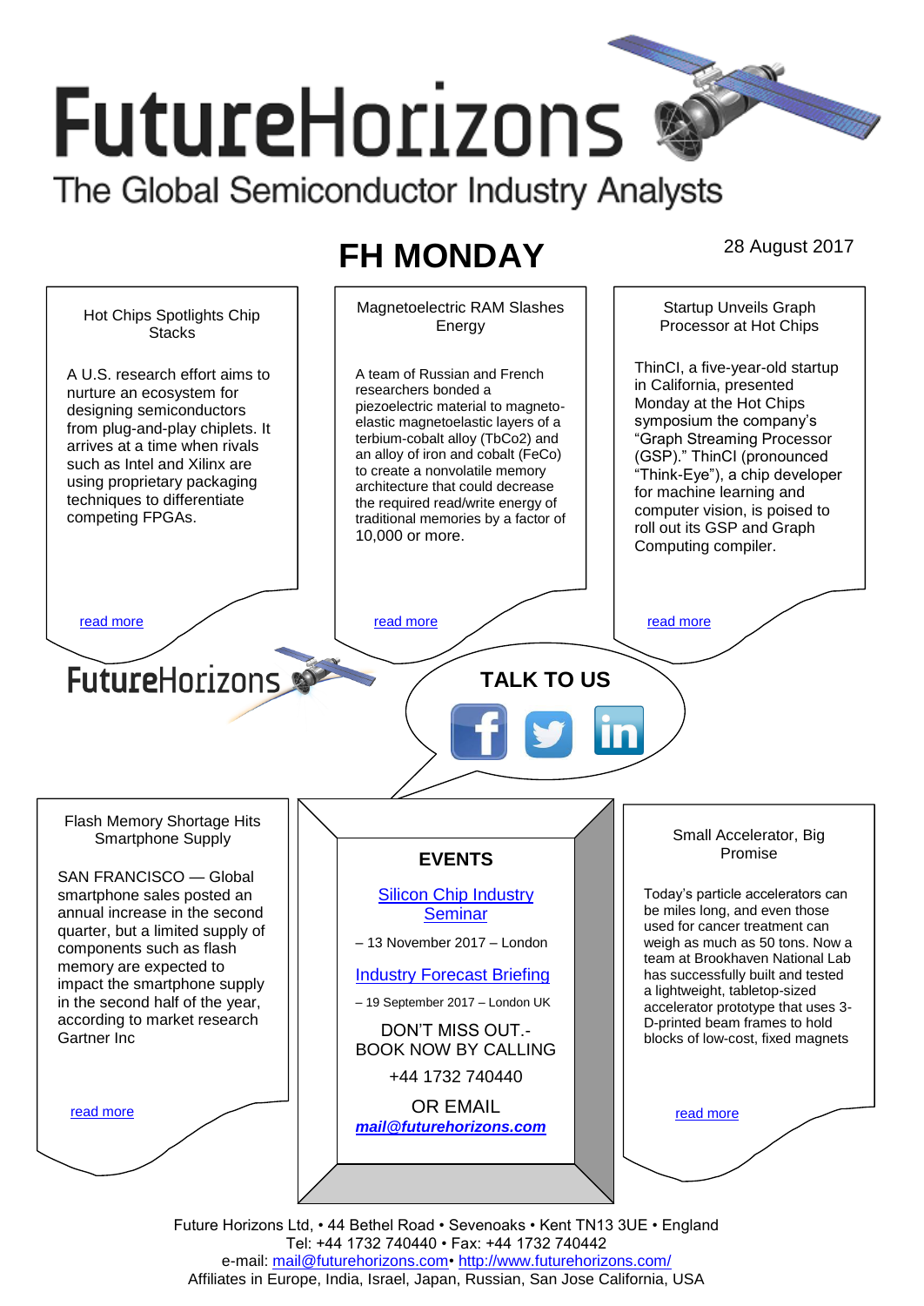# FutureHorizons

The Global Semiconductor Industry Analysts

## FH MONDAY

28 August 2017

### Hot Chips Spotlights Chip Stacks

A U.S. research effort aims to nurture an ecosystem for designing semiconductors from plug-and-play chiplets. It arrives at a time when rivals such as Intel and Xilinx are using proprietary packaging techniques to differentiate competing FPGAs.

read more

### Magnetoelectric RAM Slashes Energy

A team of Russian and French researchers bonded a piezoelectric material to magneto-elastic magnetoelastic layers of a terbium-cobalt alloy (TbCo2) and an alloy of iron and cobalt (FeCo) to create a nonvolatile memory architecture that could decrease the required read/write energy of traditional memories by a factor of 10,000 or more.

read more

### Startup Unveils Graph Processor at Hot Chips

ThinCI, a five-year-old startup in California, presented Monday at the Hot Chips symposium the company's "Graph Streaming Processor (GSP)." ThinCI (pronounced "Think-Eye"), a chip developer for machine learning and computer vision, is poised to roll out its GSP and Graph Computing compiler.

read more

FutureHorizons

**TALK TO US**

### Flash Memory Shortage Hits Smartphone Supply

SAN FRANCISCO — Global smartphone sales posted an annual increase in the second quarter, but a limited supply of components such as flash memory are expected to impact the smartphone supply in the second half of the year, according to market research Gartner Inc

read more

### EVENTS

Silicon Chip Industry Seminar

– 13 November 2017 – London

Industry Forecast Briefing

– 19 September 2017 – London UK

DON'T MISS OUT.-
BOOK NOW BY CALLING

+44 1732 740440

OR EMAIL

***mail@futurehorizons.com***

### Small Accelerator, Big Promise

Today's particle accelerators can be miles long, and even those used for cancer treatment can weigh as much as 50 tons. Now a team at Brookhaven National Lab has successfully built and tested a lightweight, tabletop-sized accelerator prototype that uses 3-D-printed beam frames to hold blocks of low-cost, fixed magnets

read more

Future Horizons Ltd, • 44 Bethel Road • Sevenoaks • Kent TN13 3UE • England
Tel: +44 1732 740440 • Fax: +44 1732 740442
e-mail: mail@futurehorizons.com• http://www.futurehorizons.com/
Affiliates in Europe, India, Israel, Japan, Russian, San Jose California, USA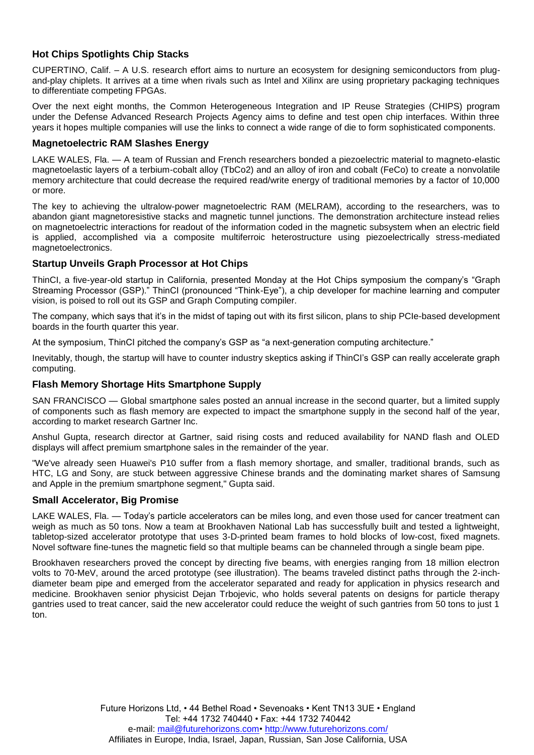### Hot Chips Spotlights Chip Stacks

CUPERTINO, Calif. – A U.S. research effort aims to nurture an ecosystem for designing semiconductors from plug-and-play chiplets. It arrives at a time when rivals such as Intel and Xilinx are using proprietary packaging techniques to differentiate competing FPGAs.

Over the next eight months, the Common Heterogeneous Integration and IP Reuse Strategies (CHIPS) program under the Defense Advanced Research Projects Agency aims to define and test open chip interfaces. Within three years it hopes multiple companies will use the links to connect a wide range of die to form sophisticated components.

### Magnetoelectric RAM Slashes Energy

LAKE WALES, Fla. — A team of Russian and French researchers bonded a piezoelectric material to magneto-elastic magnetoelastic layers of a terbium-cobalt alloy ($TbCo_2$) and an alloy of iron and cobalt (FeCo) to create a nonvolatile memory architecture that could decrease the required read/write energy of traditional memories by a factor of 10,000 or more.

The key to achieving the ultralow-power magnetoelectric RAM (MELRAM), according to the researchers, was to abandon giant magnetoresistive stacks and magnetic tunnel junctions. The demonstration architecture instead relies on magnetoelectric interactions for readout of the information coded in the magnetic subsystem when an electric field is applied, accomplished via a composite multiferroic heterostructure using piezoelectrically stress-mediated magnetoelectronics.

### Startup Unveils Graph Processor at Hot Chips

ThinCI, a five-year-old startup in California, presented Monday at the Hot Chips symposium the company's "Graph Streaming Processor (GSP)." ThinCI (pronounced "Think-Eye"), a chip developer for machine learning and computer vision, is poised to roll out its GSP and Graph Computing compiler.

The company, which says that it's in the midst of taping out with its first silicon, plans to ship PCIe-based development boards in the fourth quarter this year.

At the symposium, ThinCI pitched the company's GSP as "a next-generation computing architecture."

Inevitably, though, the startup will have to counter industry skeptics asking if ThinCI's GSP can really accelerate graph computing.

### Flash Memory Shortage Hits Smartphone Supply

SAN FRANCISCO — Global smartphone sales posted an annual increase in the second quarter, but a limited supply of components such as flash memory are expected to impact the smartphone supply in the second half of the year, according to market research Gartner Inc.

Anshul Gupta, research director at Gartner, said rising costs and reduced availability for NAND flash and OLED displays will affect premium smartphone sales in the remainder of the year.

"We've already seen Huawei's P10 suffer from a flash memory shortage, and smaller, traditional brands, such as HTC, LG and Sony, are stuck between aggressive Chinese brands and the dominating market shares of Samsung and Apple in the premium smartphone segment," Gupta said.

### Small Accelerator, Big Promise

LAKE WALES, Fla. — Today's particle accelerators can be miles long, and even those used for cancer treatment can weigh as much as 50 tons. Now a team at Brookhaven National Lab has successfully built and tested a lightweight, tabletop-sized accelerator prototype that uses 3-D-printed beam frames to hold blocks of low-cost, fixed magnets. Novel software fine-tunes the magnetic field so that multiple beams can be channeled through a single beam pipe.

Brookhaven researchers proved the concept by directing five beams, with energies ranging from 18 million electron volts to 70-MeV, around the arced prototype (see illustration). The beams traveled distinct paths through the 2-inch-diameter beam pipe and emerged from the accelerator separated and ready for application in physics research and medicine. Brookhaven senior physicist Dejan Trbojevic, who holds several patents on designs for particle therapy gantries used to treat cancer, said the new accelerator could reduce the weight of such gantries from 50 tons to just 1 ton.